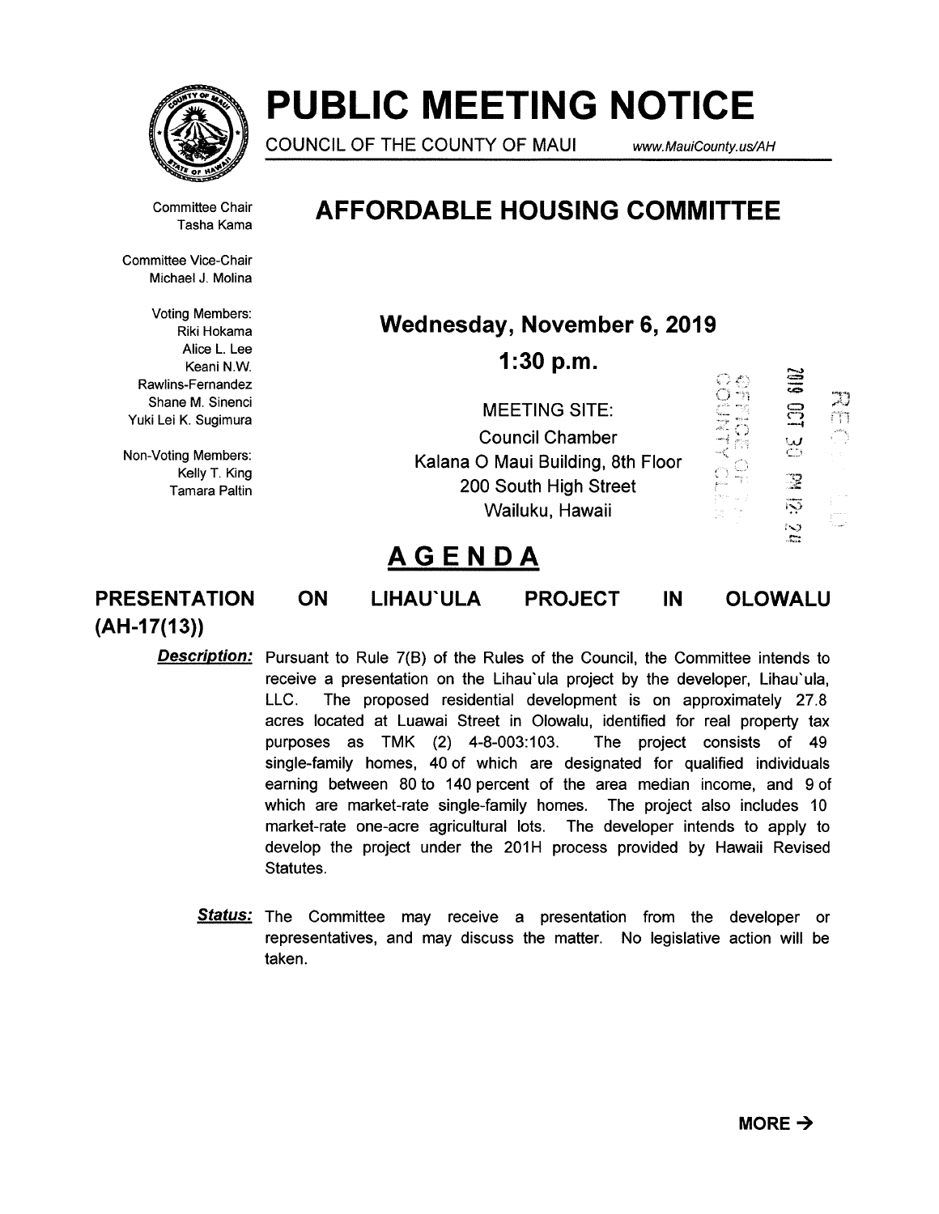# PUBLIC MEETING NOTICE

COUNCIL OF THE COUNTY OF MAUI www.MauiCounty.us/AH

## AFFORDABLE HOUSING COMMITTEE

Committee Chair
Tasha Kama

Committee Vice-Chair
Michael J. Molina

Voting Members:
Riki Hokama
Alice L. Lee
Keani N.W. Rawlins-Fernandez
Shane M. Sinenci
Yuki Lei K. Sugimura

Non-Voting Members:
Kelly T. King
Tamara Paltin

**Wednesday, November 6, 2019**

**1:30 p.m.**

MEETING SITE:
Council Chamber
Kalana O Maui Building, 8th Floor
200 South High Street
Wailuku, Hawaii

2019 OCT 30 PM 12:24
OFFICE OF THE COUNTY CLERK
RECEIVED

## AGENDA

### PRESENTATION ON LIHAU`ULA PROJECT IN OLOWALU (AH-17(13))

***Description:*** Pursuant to Rule 7(B) of the Rules of the Council, the Committee intends to receive a presentation on the Lihau`ula project by the developer, Lihau`ula, LLC. The proposed residential development is on approximately 27.8 acres located at Luawai Street in Olowalu, identified for real property tax purposes as TMK (2) 4-8-003:103. The project consists of 49 single-family homes, 40 of which are designated for qualified individuals earning between 80 to 140 percent of the area median income, and 9 of which are market-rate single-family homes. The project also includes 10 market-rate one-acre agricultural lots. The developer intends to apply to develop the project under the 201H process provided by Hawaii Revised Statutes.

***Status:*** The Committee may receive a presentation from the developer or representatives, and may discuss the matter. No legislative action will be taken.

**MORE →**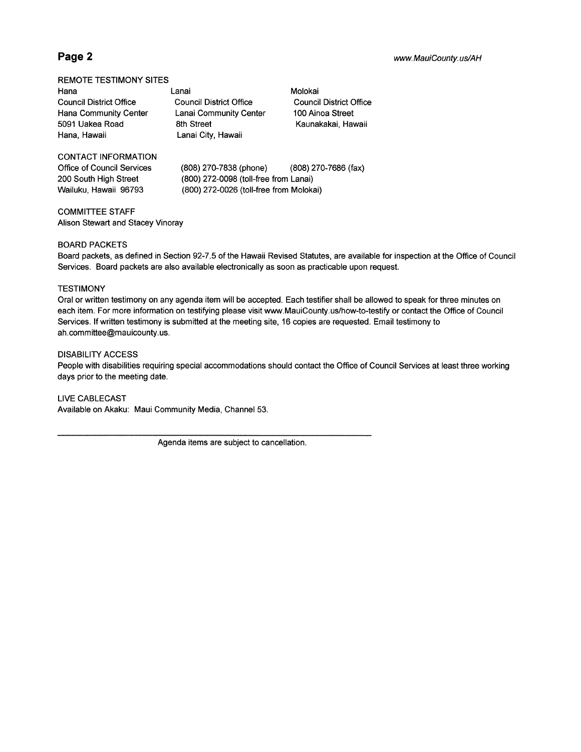REMOTE TESTIMONY SITES

| Hana | Lanai | Molokai |
|---|---|---|
| Council District Office | Council District Office | Council District Office |
| Hana Community Center | Lanai Community Center | 100 Ainoa Street |
| 5091 Uakea Road | 8th Street | Kaunakakai, Hawaii |
| Hana, Hawaii | Lanai City, Hawaii | |

CONTACT INFORMATION

| | | |
|---|---|---|
| Office of Council Services | (808) 270-7838 (phone) | (808) 270-7686 (fax) |
| 200 South High Street | (800) 272-0098 (toll-free from Lanai) | |
| Wailuku, Hawaii 96793 | (800) 272-0026 (toll-free from Molokai) | |

COMMITTEE STAFF

Alison Stewart and Stacey Vinoray

BOARD PACKETS

Board packets, as defined in Section 92-7.5 of the Hawaii Revised Statutes, are available for inspection at the Office of Council Services. Board packets are also available electronically as soon as practicable upon request.

TESTIMONY

Oral or written testimony on any agenda item will be accepted. Each testifier shall be allowed to speak for three minutes on each item. For more information on testifying please visit www.MauiCounty.us/how-to-testify or contact the Office of Council Services. If written testimony is submitted at the meeting site, 16 copies are requested. Email testimony to ah.committee@mauicounty.us.

DISABILITY ACCESS

People with disabilities requiring special accommodations should contact the Office of Council Services at least three working days prior to the meeting date.

LIVE CABLECAST

Available on Akaku: Maui Community Media, Channel 53.

---

Agenda items are subject to cancellation.